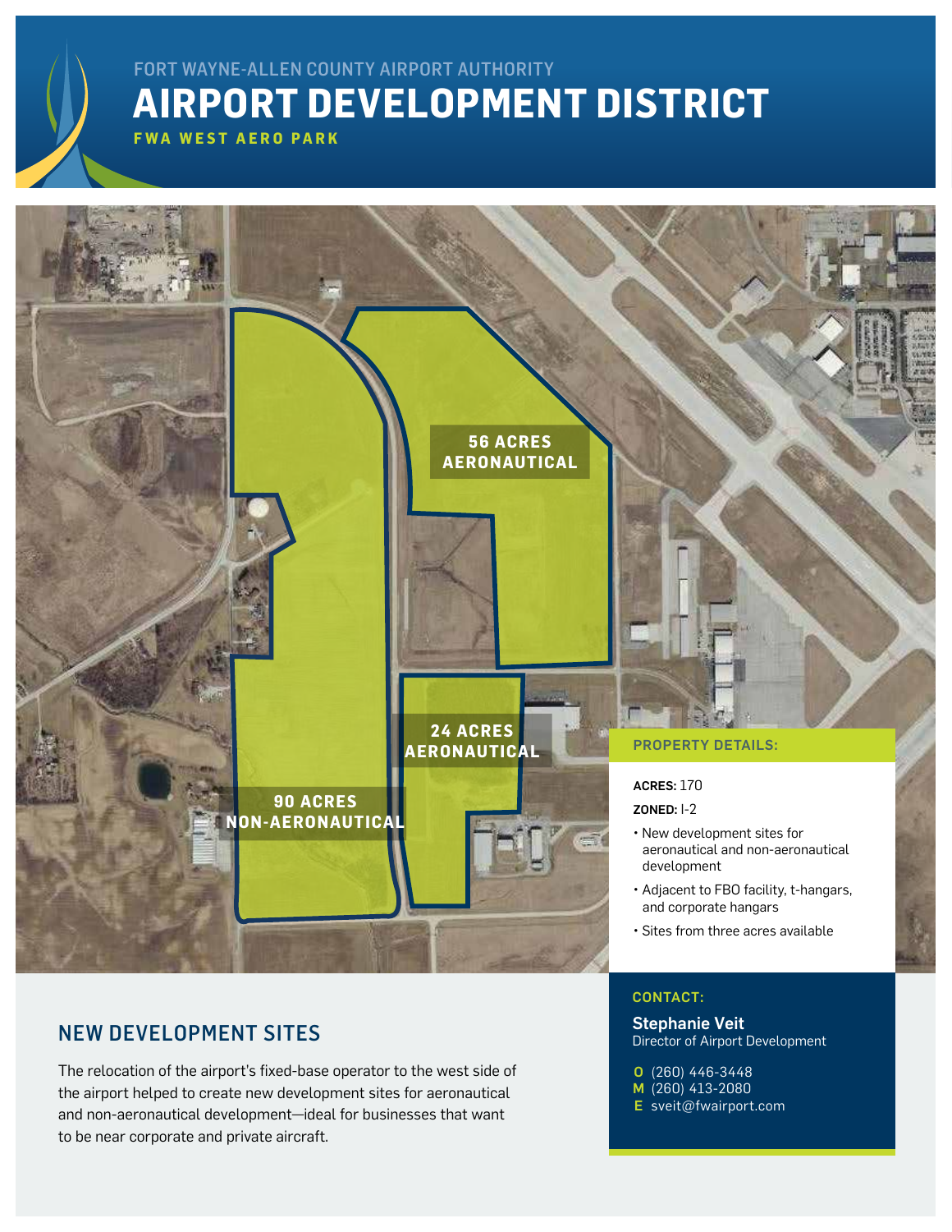FORT WAYNE-ALLEN COUNTY AIRPORT AUTHORITY

# AIRPORT DEVELOPMENT DISTRICT

**FWA WEST AERO PARK**

56 ACRES AERONAUTICAL

24 ACRES AERONAUTICAL

90 ACRES NON-AERONAUTICAL

**PROPERTY DETAILS:**

**ACRES:** 170

**ZONED:** I-2

- New development sites for aeronautical and non-aeronautical development
- Adjacent to FBO facility, t-hangars, and corporate hangars
- Sites from three acres available

## NEW DEVELOPMENT SITES

The relocation of the airport's fixed-base operator to the west side of the airport helped to create new development sites for aeronautical and non-aeronautical development—ideal for businesses that want to be near corporate and private aircraft.

**CONTACT:**

**Stephanie Veit**
Director of Airport Development

**O** (260) 446-3448
**M** (260) 413-2080
**E** sveit@fwairport.com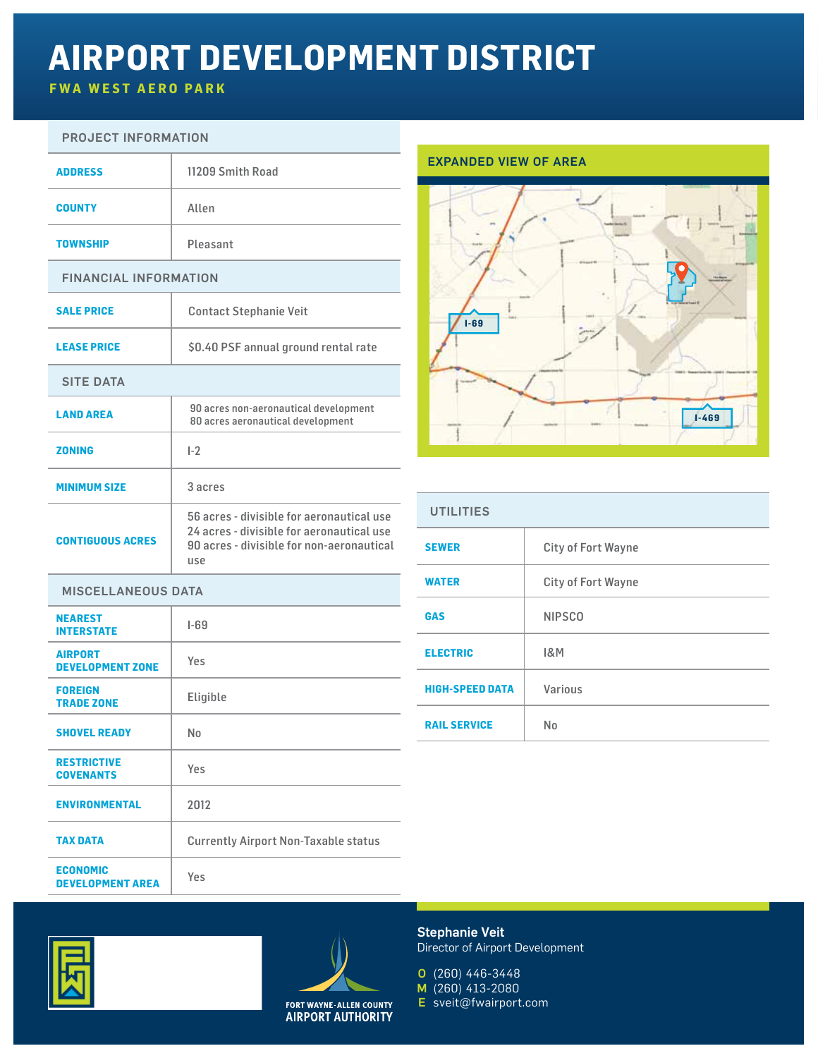# AIRPORT DEVELOPMENT DISTRICT

**FWA WEST AERO PARK**

| PROJECT INFORMATION | |
|---|---|
| **ADDRESS** | 11209 Smith Road |
| **COUNTY** | Allen |
| **TOWNSHIP** | Pleasant |

| FINANCIAL INFORMATION | |
|---|---|
| **SALE PRICE** | Contact Stephanie Veit |
| **LEASE PRICE** | $0.40 PSF annual ground rental rate |

| SITE DATA | |
|---|---|
| **LAND AREA** | 90 acres non-aeronautical development<br>80 acres aeronautical development |
| **ZONING** | I-2 |
| **MINIMUM SIZE** | 3 acres |
| **CONTIGUOUS ACRES** | 56 acres - divisible for aeronautical use<br>24 acres - divisible for aeronautical use<br>90 acres - divisible for non-aeronautical use |

| MISCELLANEOUS DATA | |
|---|---|
| **NEAREST INTERSTATE** | I-69 |
| **AIRPORT DEVELOPMENT ZONE** | Yes |
| **FOREIGN TRADE ZONE** | Eligible |
| **SHOVEL READY** | No |
| **RESTRICTIVE COVENANTS** | Yes |
| **ENVIRONMENTAL** | 2012 |
| **TAX DATA** | Currently Airport Non-Taxable status |
| **ECONOMIC DEVELOPMENT AREA** | Yes |

## EXPANDED VIEW OF AREA

I-69

I-469

| UTILITIES | |
|---|---|
| **SEWER** | City of Fort Wayne |
| **WATER** | City of Fort Wayne |
| **GAS** | NIPSCO |
| **ELECTRIC** | I&M |
| **HIGH-SPEED DATA** | Various |
| **RAIL SERVICE** | No |

FORT WAYNE-ALLEN COUNTY AIRPORT AUTHORITY

**Stephanie Veit**
Director of Airport Development

O (260) 446-3448
M (260) 413-2080
E sveit@fwairport.com